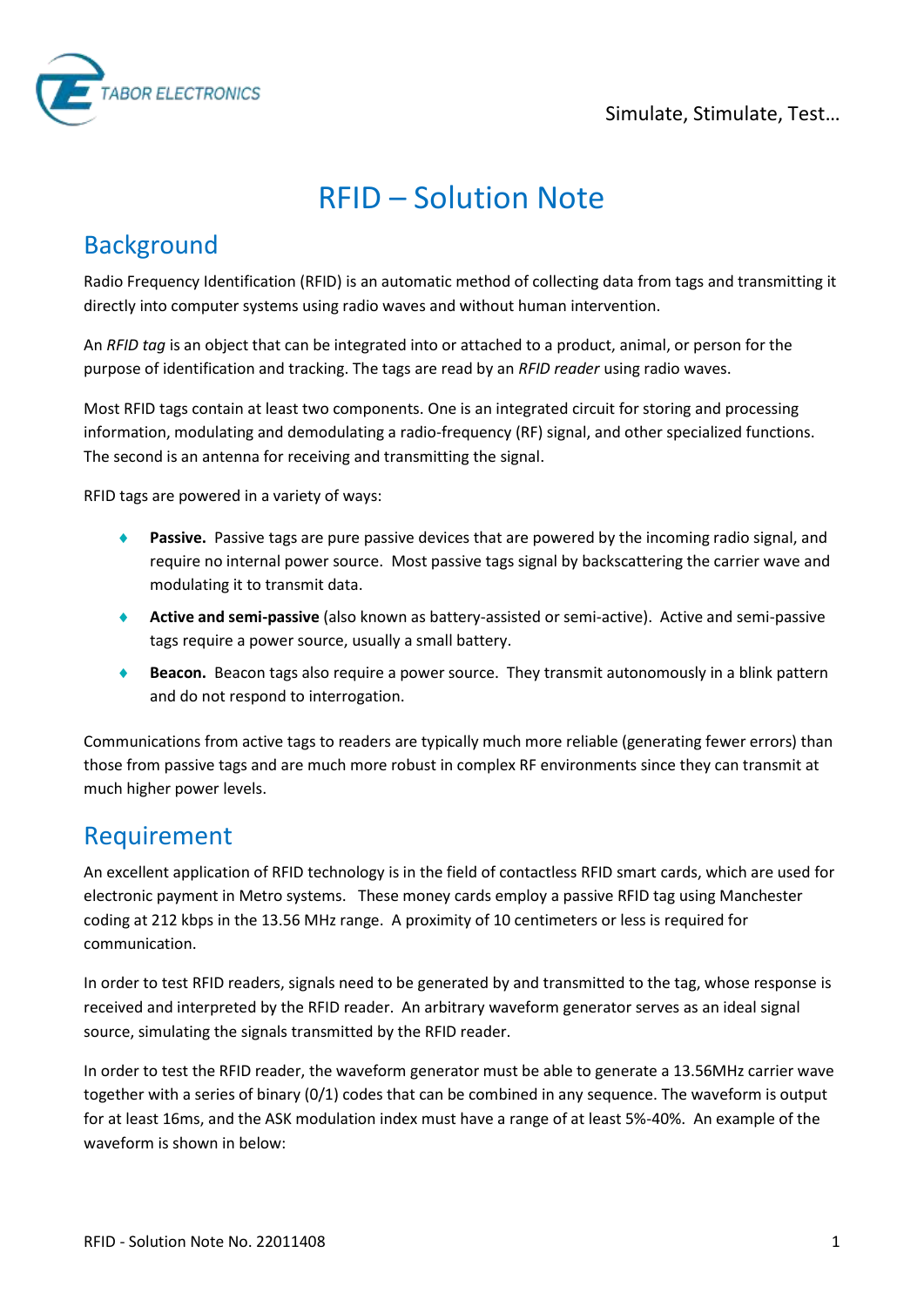# RFID – Solution Note

## Background

Radio Frequency Identification (RFID) is an automatic method of collecting data from tags and transmitting it directly into computer systems using radio waves and without human intervention.

An *RFID tag* is an object that can be integrated into or attached to a product, animal, or person for the purpose of identification and tracking. The tags are read by an *RFID reader* using radio waves.

Most RFID tags contain at least two components. One is an integrated circuit for storing and processing information, modulating and demodulating a radio-frequency (RF) signal, and other specialized functions. The second is an antenna for receiving and transmitting the signal.

RFID tags are powered in a variety of ways:

- **Passive.** Passive tags are pure passive devices that are powered by the incoming radio signal, and require no internal power source. Most passive tags signal by backscattering the carrier wave and modulating it to transmit data.
- **Active and semi-passive** (also known as battery-assisted or semi-active). Active and semi-passive tags require a power source, usually a small battery.
- **Beacon.** Beacon tags also require a power source. They transmit autonomously in a blink pattern and do not respond to interrogation.

Communications from active tags to readers are typically much more reliable (generating fewer errors) than those from passive tags and are much more robust in complex RF environments since they can transmit at much higher power levels.

## Requirement

An excellent application of RFID technology is in the field of contactless RFID smart cards, which are used for electronic payment in Metro systems. These money cards employ a passive RFID tag using Manchester coding at 212 kbps in the 13.56 MHz range. A proximity of 10 centimeters or less is required for communication.

In order to test RFID readers, signals need to be generated by and transmitted to the tag, whose response is received and interpreted by the RFID reader. An arbitrary waveform generator serves as an ideal signal source, simulating the signals transmitted by the RFID reader.

In order to test the RFID reader, the waveform generator must be able to generate a 13.56MHz carrier wave together with a series of binary (0/1) codes that can be combined in any sequence. The waveform is output for at least 16ms, and the ASK modulation index must have a range of at least 5%-40%. An example of the waveform is shown in below: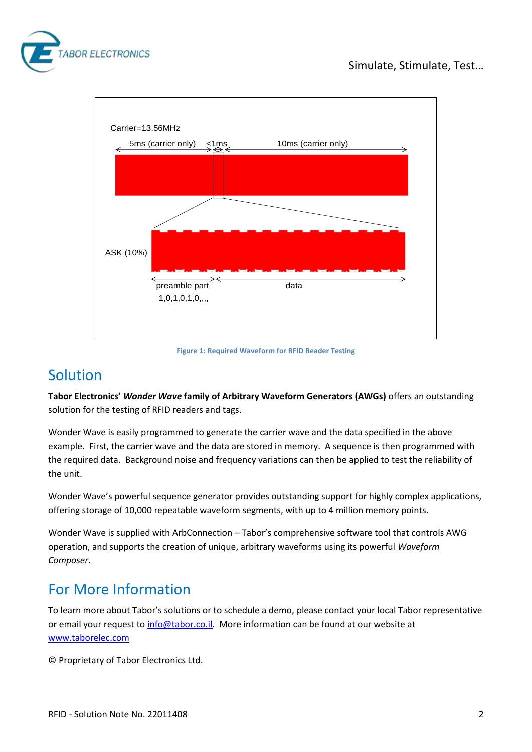Carrier=13.56MHz

5ms (carrier only)

<1ms

10ms (carrier only)

ASK (10%)

preamble part

1,0,1,0,1,0,,,,

data

Figure 1: Required Waveform for RFID Reader Testing

## Solution

**Tabor Electronics' *Wonder Wave* family of Arbitrary Waveform Generators (AWGs)** offers an outstanding solution for the testing of RFID readers and tags.

Wonder Wave is easily programmed to generate the carrier wave and the data specified in the above example. First, the carrier wave and the data are stored in memory. A sequence is then programmed with the required data. Background noise and frequency variations can then be applied to test the reliability of the unit.

Wonder Wave's powerful sequence generator provides outstanding support for highly complex applications, offering storage of 10,000 repeatable waveform segments, with up to 4 million memory points.

Wonder Wave is supplied with ArbConnection – Tabor's comprehensive software tool that controls AWG operation, and supports the creation of unique, arbitrary waveforms using its powerful *Waveform Composer*.

## For More Information

To learn more about Tabor's solutions or to schedule a demo, please contact your local Tabor representative or email your request to info@tabor.co.il. More information can be found at our website at www.taborelec.com

© Proprietary of Tabor Electronics Ltd.

RFID - Solution Note No. 22011408